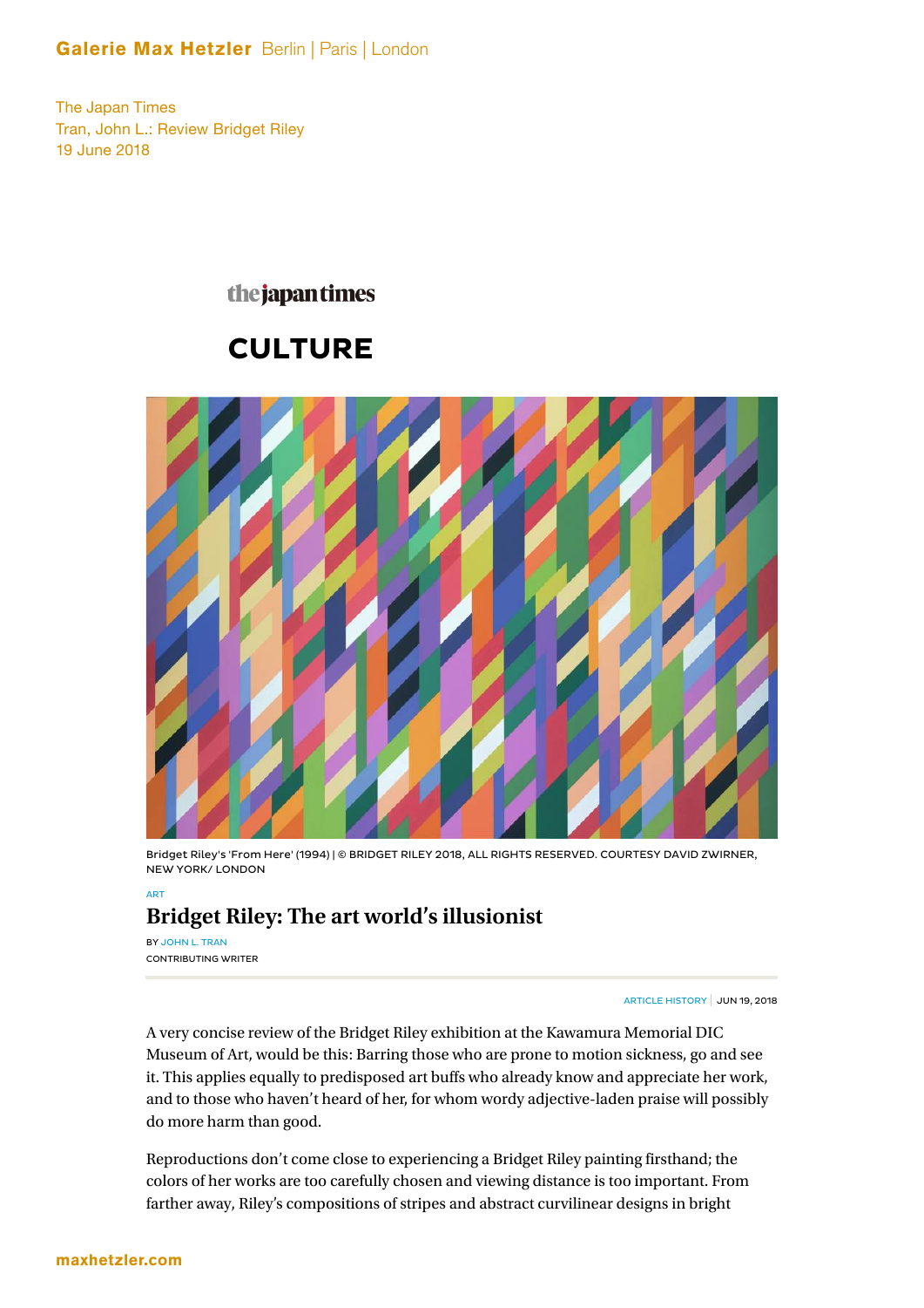**Galerie Max Hetzler** Berlin | Paris | London

The Japan Times
Tran, John L.: Review Bridget Riley
19 June 2018

the japan times

# CULTURE

Bridget Riley's 'From Here' (1994) | © BRIDGET RILEY 2018, ALL RIGHTS RESERVED. COURTESY DAVID ZWIRNER, NEW YORK/ LONDON

ART

## Bridget Riley: The art world's illusionist

BY JOHN L. TRAN
CONTRIBUTING WRITER

ARTICLE HISTORY | JUN 19, 2018

A very concise review of the Bridget Riley exhibition at the Kawamura Memorial DIC Museum of Art, would be this: Barring those who are prone to motion sickness, go and see it. This applies equally to predisposed art buffs who already know and appreciate her work, and to those who haven't heard of her, for whom wordy adjective-laden praise will possibly do more harm than good.

Reproductions don't come close to experiencing a Bridget Riley painting firsthand; the colors of her works are too carefully chosen and viewing distance is too important. From farther away, Riley's compositions of stripes and abstract curvilinear designs in bright

maxhetzler.com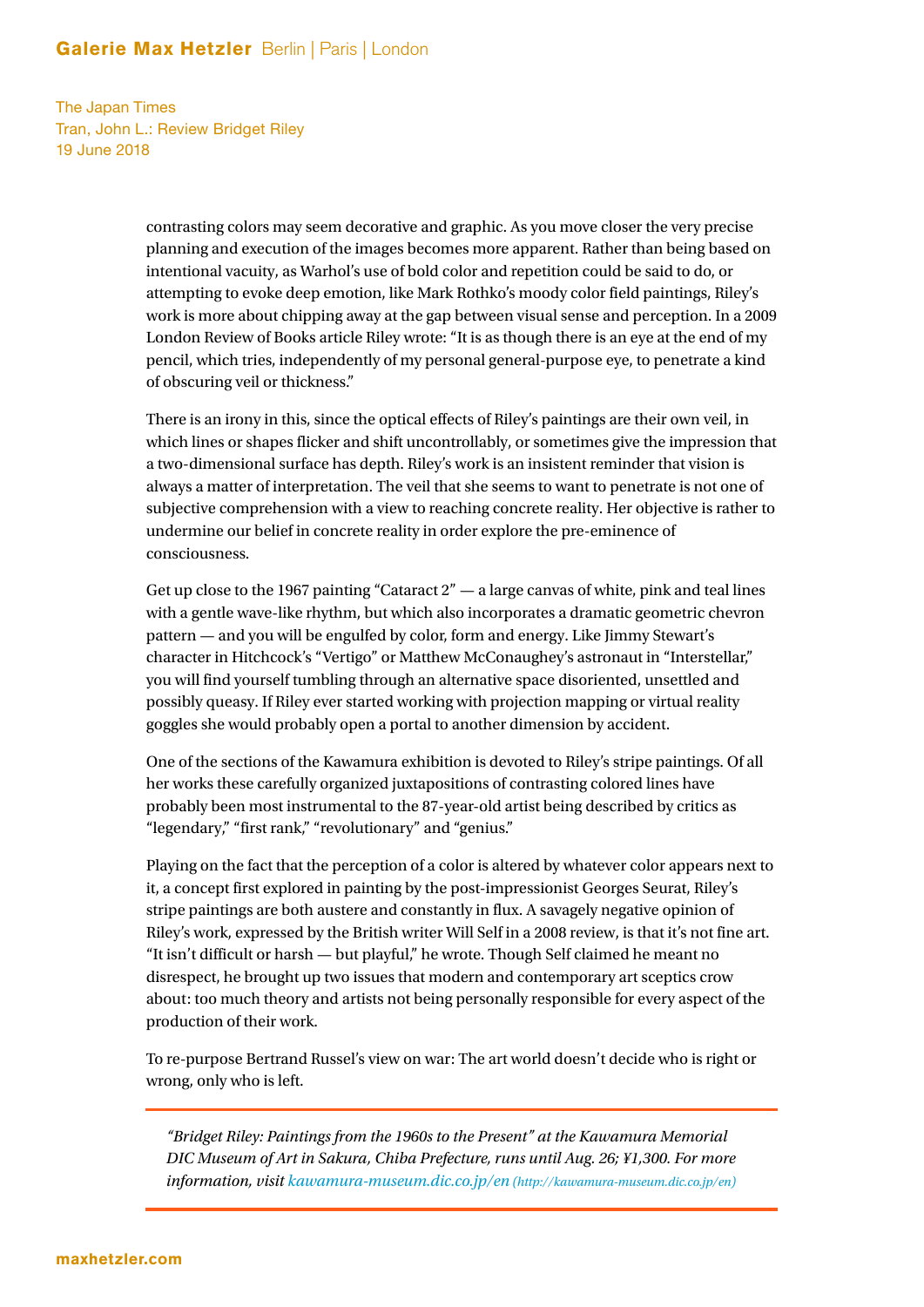contrasting colors may seem decorative and graphic. As you move closer the very precise planning and execution of the images becomes more apparent. Rather than being based on intentional vacuity, as Warhol's use of bold color and repetition could be said to do, or attempting to evoke deep emotion, like Mark Rothko's moody color field paintings, Riley's work is more about chipping away at the gap between visual sense and perception. In a 2009 London Review of Books article Riley wrote: "It is as though there is an eye at the end of my pencil, which tries, independently of my personal general-purpose eye, to penetrate a kind of obscuring veil or thickness."

There is an irony in this, since the optical effects of Riley's paintings are their own veil, in which lines or shapes flicker and shift uncontrollably, or sometimes give the impression that a two-dimensional surface has depth. Riley's work is an insistent reminder that vision is always a matter of interpretation. The veil that she seems to want to penetrate is not one of subjective comprehension with a view to reaching concrete reality. Her objective is rather to undermine our belief in concrete reality in order explore the pre-eminence of consciousness.

Get up close to the 1967 painting "Cataract 2" — a large canvas of white, pink and teal lines with a gentle wave-like rhythm, but which also incorporates a dramatic geometric chevron pattern — and you will be engulfed by color, form and energy. Like Jimmy Stewart's character in Hitchcock's "Vertigo" or Matthew McConaughey's astronaut in "Interstellar," you will find yourself tumbling through an alternative space disoriented, unsettled and possibly queasy. If Riley ever started working with projection mapping or virtual reality goggles she would probably open a portal to another dimension by accident.

One of the sections of the Kawamura exhibition is devoted to Riley's stripe paintings. Of all her works these carefully organized juxtapositions of contrasting colored lines have probably been most instrumental to the 87-year-old artist being described by critics as "legendary," "first rank," "revolutionary" and "genius."

Playing on the fact that the perception of a color is altered by whatever color appears next to it, a concept first explored in painting by the post-impressionist Georges Seurat, Riley's stripe paintings are both austere and constantly in flux. A savagely negative opinion of Riley's work, expressed by the British writer Will Self in a 2008 review, is that it's not fine art. "It isn't difficult or harsh — but playful," he wrote. Though Self claimed he meant no disrespect, he brought up two issues that modern and contemporary art sceptics crow about: too much theory and artists not being personally responsible for every aspect of the production of their work.

To re-purpose Bertrand Russel's view on war: The art world doesn't decide who is right or wrong, only who is left.

---

*"Bridget Riley: Paintings from the 1960s to the Present" at the Kawamura Memorial DIC Museum of Art in Sakura, Chiba Prefecture, runs until Aug. 26; ¥1,300. For more information, visit kawamura-museum.dic.co.jp/en (http://kawamura-museum.dic.co.jp/en)*

---